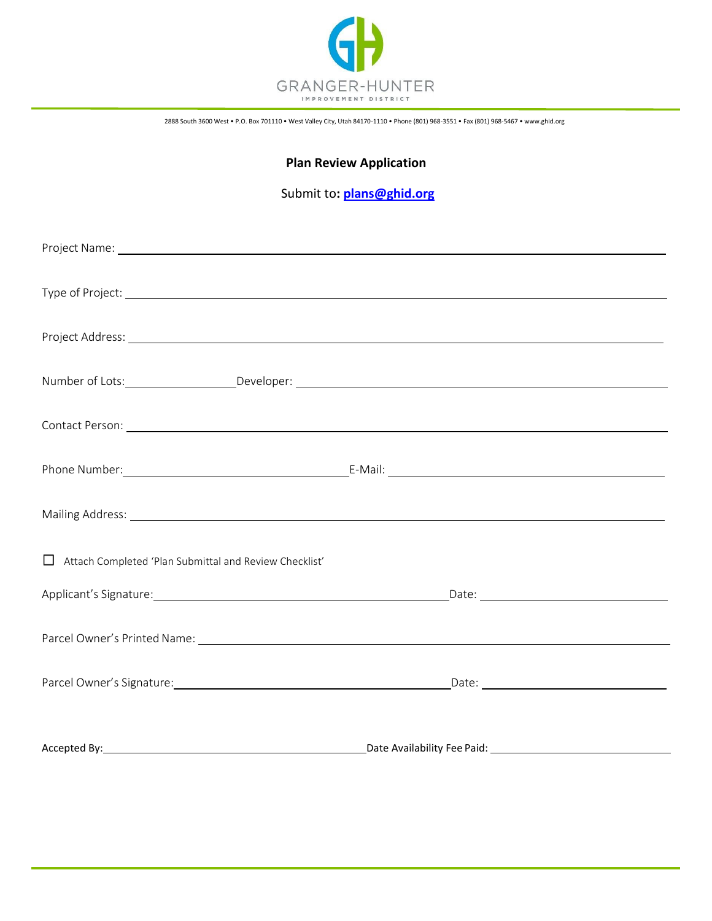GRANGER-HUNTER

IMPROVEMENT DISTRICT

2888 South 3600 West • P.O. Box 701110 • West Valley City, Utah 84170-1110 • Phone (801) 968-3551 • Fax (801) 968-5467 • www.ghid.org

## Plan Review Application

Submit to: **plans@ghid.org**

Project Name: ______________________________________________

Type of Project: ______________________________________________

Project Address: ______________________________________________

Number of Lots: ____________ Developer: ______________________________

Contact Person: ______________________________________________

Phone Number: ______________________ E-Mail: ______________________

Mailing Address: ______________________________________________

☐ Attach Completed 'Plan Submittal and Review Checklist'

Applicant's Signature: ______________________________ Date: ____________

Parcel Owner's Printed Name: ______________________________________________

Parcel Owner's Signature: ______________________________ Date: ____________

Accepted By: ______________________________ Date Availability Fee Paid: ____________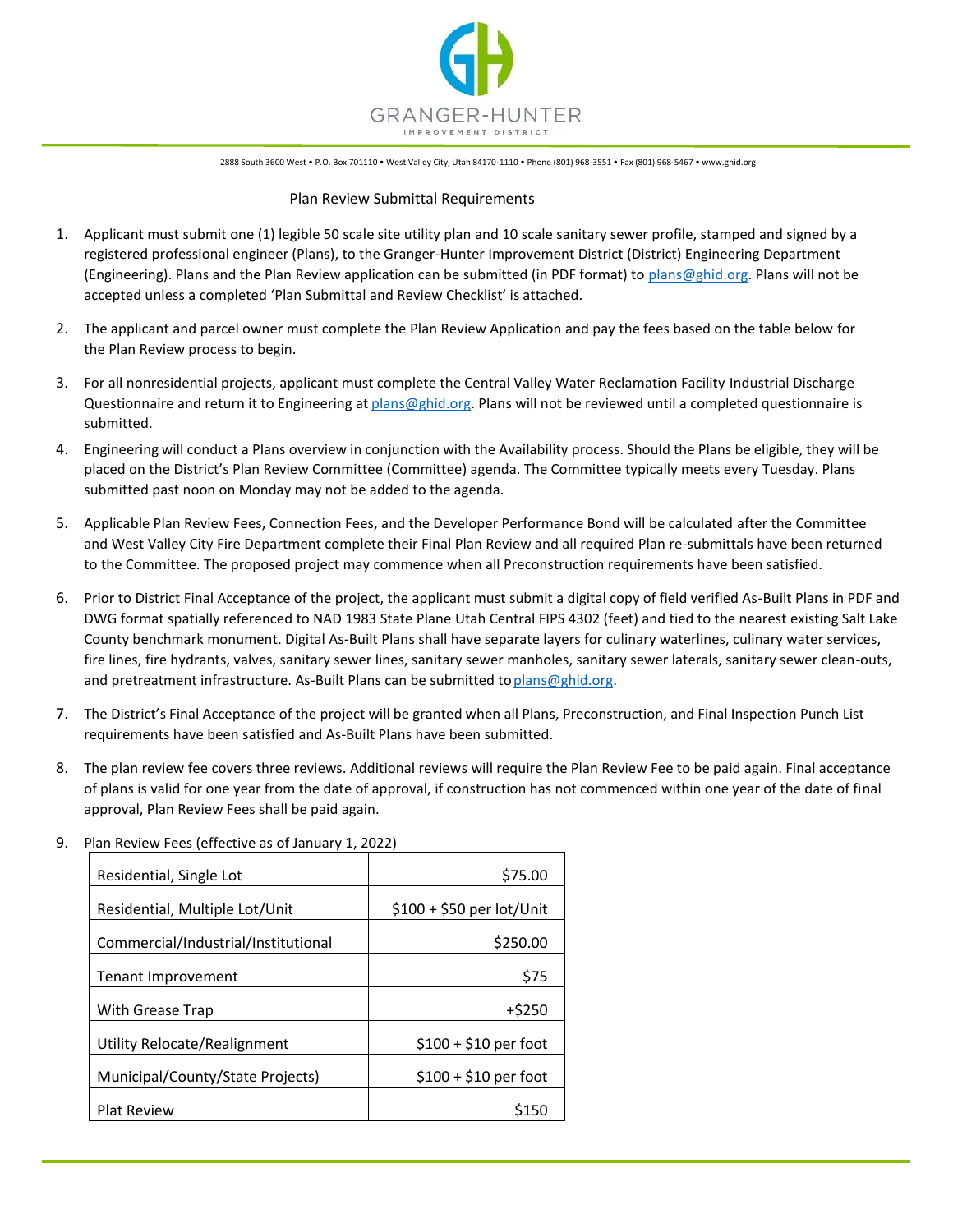GRANGER-HUNTER

IMPROVEMENT DISTRICT

2888 South 3600 West • P.O. Box 701110 • West Valley City, Utah 84170-1110 • Phone (801) 968-3551 • Fax (801) 968-5467 • www.ghid.org

Plan Review Submittal Requirements

1. Applicant must submit one (1) legible 50 scale site utility plan and 10 scale sanitary sewer profile, stamped and signed by a registered professional engineer (Plans), to the Granger-Hunter Improvement District (District) Engineering Department (Engineering). Plans and the Plan Review application can be submitted (in PDF format) to plans@ghid.org. Plans will not be accepted unless a completed 'Plan Submittal and Review Checklist' is attached.

2. The applicant and parcel owner must complete the Plan Review Application and pay the fees based on the table below for the Plan Review process to begin.

3. For all nonresidential projects, applicant must complete the Central Valley Water Reclamation Facility Industrial Discharge Questionnaire and return it to Engineering at plans@ghid.org. Plans will not be reviewed until a completed questionnaire is submitted.

4. Engineering will conduct a Plans overview in conjunction with the Availability process. Should the Plans be eligible, they will be placed on the District's Plan Review Committee (Committee) agenda. The Committee typically meets every Tuesday. Plans submitted past noon on Monday may not be added to the agenda.

5. Applicable Plan Review Fees, Connection Fees, and the Developer Performance Bond will be calculated after the Committee and West Valley City Fire Department complete their Final Plan Review and all required Plan re-submittals have been returned to the Committee. The proposed project may commence when all Preconstruction requirements have been satisfied.

6. Prior to District Final Acceptance of the project, the applicant must submit a digital copy of field verified As-Built Plans in PDF and DWG format spatially referenced to NAD 1983 State Plane Utah Central FIPS 4302 (feet) and tied to the nearest existing Salt Lake County benchmark monument. Digital As-Built Plans shall have separate layers for culinary waterlines, culinary water services, fire lines, fire hydrants, valves, sanitary sewer lines, sanitary sewer manholes, sanitary sewer laterals, sanitary sewer clean-outs, and pretreatment infrastructure. As-Built Plans can be submitted to plans@ghid.org.

7. The District's Final Acceptance of the project will be granted when all Plans, Preconstruction, and Final Inspection Punch List requirements have been satisfied and As-Built Plans have been submitted.

8. The plan review fee covers three reviews. Additional reviews will require the Plan Review Fee to be paid again. Final acceptance of plans is valid for one year from the date of approval, if construction has not commenced within one year of the date of final approval, Plan Review Fees shall be paid again.

9. Plan Review Fees (effective as of January 1, 2022)

| | |
|---|---:|
| Residential, Single Lot | $75.00 |
| Residential, Multiple Lot/Unit | $100 + $50 per lot/Unit |
| Commercial/Industrial/Institutional | $250.00 |
| Tenant Improvement | $75 |
| With Grease Trap | +$250 |
| Utility Relocate/Realignment | $100 + $10 per foot |
| Municipal/County/State Projects) | $100 + $10 per foot |
| Plat Review | $150 |